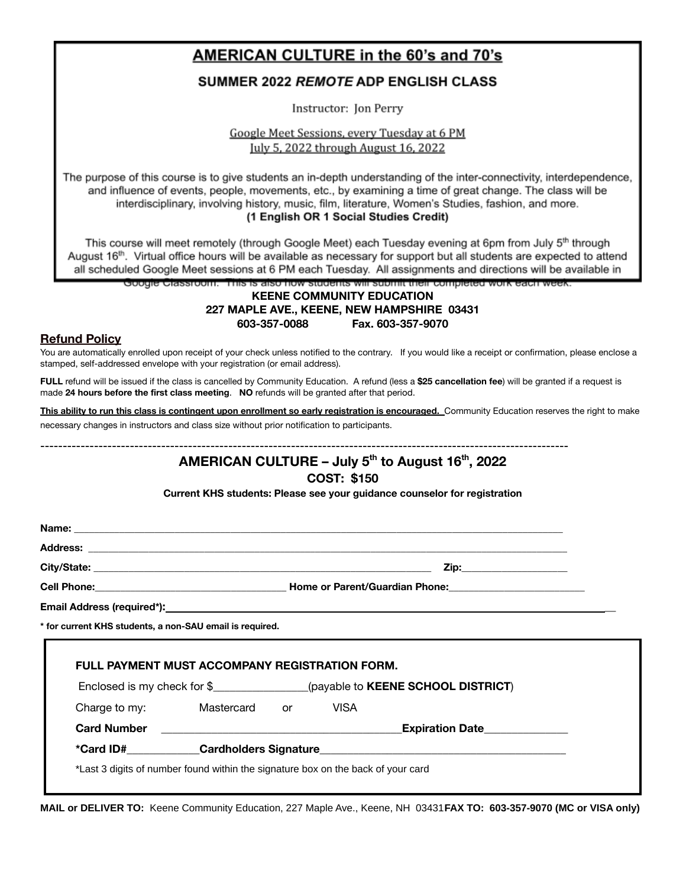# AMERICAN CULTURE in the 60's and 70's

## SUMMER 2022 *REMOTE* ADP ENGLISH CLASS

Instructor: Jon Perry

Google Meet Sessions, every Tuesday at 6 PM
July 5, 2022 through August 16, 2022

The purpose of this course is to give students an in-depth understanding of the inter-connectivity, interdependence, and influence of events, people, movements, etc., by examining a time of great change. The class will be interdisciplinary, involving history, music, film, literature, Women's Studies, fashion, and more.

**(1 English OR 1 Social Studies Credit)**

This course will meet remotely (through Google Meet) each Tuesday evening at 6pm from July 5th through August 16th. Virtual office hours will be available as necessary for support but all students are expected to attend all scheduled Google Meet sessions at 6 PM each Tuesday. All assignments and directions will be available in Google Classroom. This is also how students will submit their completed work each week.

**KEENE COMMUNITY EDUCATION**
**227 MAPLE AVE., KEENE, NEW HAMPSHIRE 03431**
**603-357-0088 Fax. 603-357-9070**

## Refund Policy

You are automatically enrolled upon receipt of your check unless notified to the contrary. If you would like a receipt or confirmation, please enclose a stamped, self-addressed envelope with your registration (or email address).

**FULL** refund will be issued if the class is cancelled by Community Education. A refund (less a **$25 cancellation fee**) will be granted if a request is made **24 hours before the first class meeting**. **NO** refunds will be granted after that period.

**This ability to run this class is contingent upon enrollment so early registration is encouraged.** Community Education reserves the right to make necessary changes in instructors and class size without prior notification to participants.

---

## AMERICAN CULTURE – July 5th to August 16th, 2022

**COST: $150**

**Current KHS students: Please see your guidance counselor for registration**

**Name:** ____________________________________________

**Address:** ____________________________________________

**City/State:** ______________________________ **Zip:**__________

**Cell Phone:**__________________ **Home or Parent/Guardian Phone:**______________

**Email Address (required*):**____________________________________________

**\* for current KHS students, a non-SAU email is required.**

**FULL PAYMENT MUST ACCOMPANY REGISTRATION FORM.**

Enclosed is my check for $_______________(payable to **KEENE SCHOOL DISTRICT**)

Charge to my: Mastercard or VISA

**Card Number** ______________________________**Expiration Date**______________

**\*Card ID#**____________**Cardholders Signature**______________________________

\*Last 3 digits of number found within the signature box on the back of your card

**MAIL or DELIVER TO:** Keene Community Education, 227 Maple Ave., Keene, NH 03431 **FAX TO: 603-357-9070 (MC or VISA only)**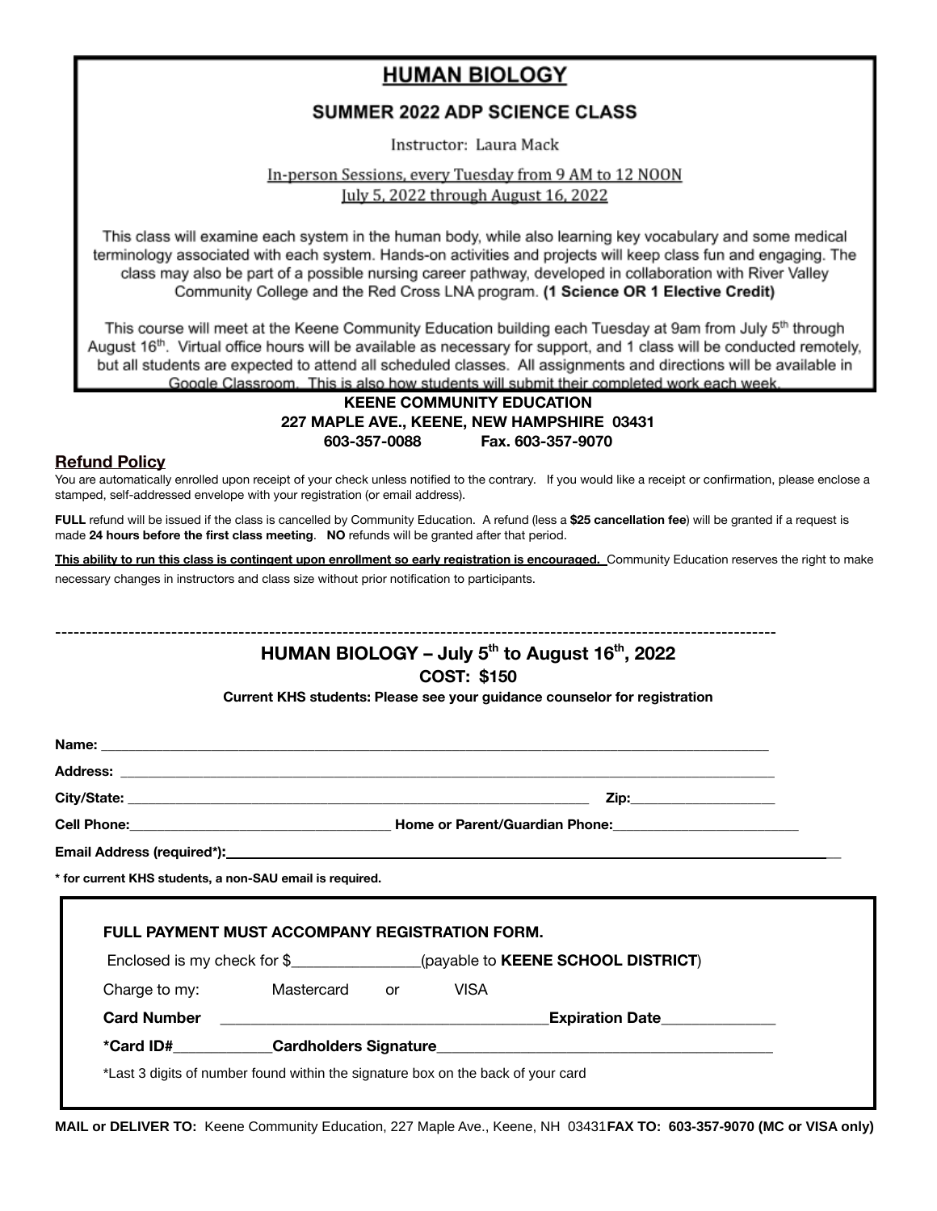# HUMAN BIOLOGY

## SUMMER 2022 ADP SCIENCE CLASS

Instructor: Laura Mack

In-person Sessions, every Tuesday from 9 AM to 12 NOON
July 5, 2022 through August 16, 2022

This class will examine each system in the human body, while also learning key vocabulary and some medical terminology associated with each system. Hands-on activities and projects will keep class fun and engaging. The class may also be part of a possible nursing career pathway, developed in collaboration with River Valley Community College and the Red Cross LNA program. **(1 Science OR 1 Elective Credit)**

This course will meet at the Keene Community Education building each Tuesday at 9am from July 5th through August 16th. Virtual office hours will be available as necessary for support, and 1 class will be conducted remotely, but all students are expected to attend all scheduled classes. All assignments and directions will be available in Google Classroom. This is also how students will submit their completed work each week.

**KEENE COMMUNITY EDUCATION**
**227 MAPLE AVE., KEENE, NEW HAMPSHIRE 03431**
**603-357-0088 Fax. 603-357-9070**

### Refund Policy

You are automatically enrolled upon receipt of your check unless notified to the contrary. If you would like a receipt or confirmation, please enclose a stamped, self-addressed envelope with your registration (or email address).

**FULL** refund will be issued if the class is cancelled by Community Education. A refund (less a **$25 cancellation fee**) will be granted if a request is made **24 hours before the first class meeting**. **NO** refunds will be granted after that period.

**This ability to run this class is contingent upon enrollment so early registration is encouraged.** Community Education reserves the right to make necessary changes in instructors and class size without prior notification to participants.

---

## HUMAN BIOLOGY – July 5th to August 16th, 2022

**COST: $150**

**Current KHS students: Please see your guidance counselor for registration**

**Name:** ______________________________________________

**Address:** ______________________________________________

**City/State:** ______________________________ **Zip:** ____________

**Cell Phone:** ____________________ **Home or Parent/Guardian Phone:** ____________________

**Email Address (required*):** ______________________________________________

**\* for current KHS students, a non-SAU email is required.**

**FULL PAYMENT MUST ACCOMPANY REGISTRATION FORM.**

Enclosed is my check for $____________(payable to **KEENE SCHOOL DISTRICT**)

Charge to my: Mastercard or VISA

**Card Number** ______________________________ **Expiration Date** ____________

**\*Card ID#** ____________ **Cardholders Signature** ______________________________

*Last 3 digits of number found within the signature box on the back of your card

**MAIL or DELIVER TO:** Keene Community Education, 227 Maple Ave., Keene, NH 03431 **FAX TO: 603-357-9070 (MC or VISA only)**